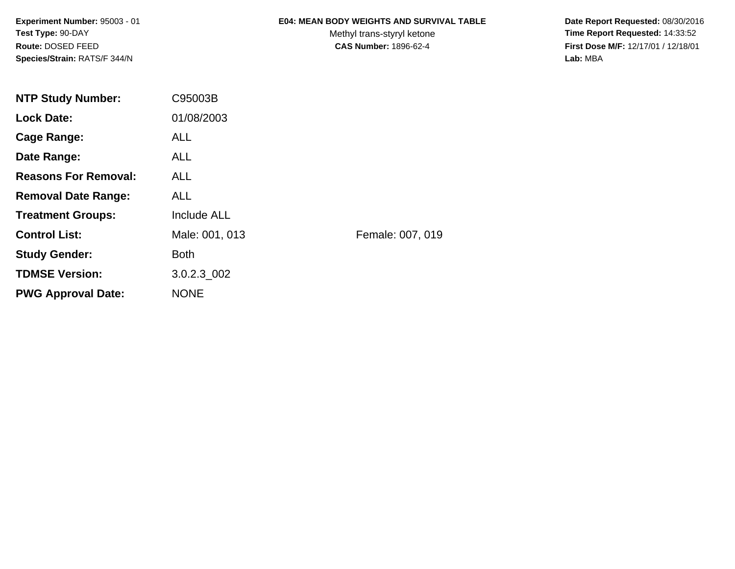**Experiment Number:** 95003 - 01
**Test Type:** 90-DAY
**Route:** DOSED FEED
**Species/Strain:** RATS/F 344/N

**E04: MEAN BODY WEIGHTS AND SURVIVAL TABLE**
Methyl trans-styryl ketone
**CAS Number:** 1896-62-4

**Date Report Requested:** 08/30/2016
**Time Report Requested:** 14:33:52
**First Dose M/F:** 12/17/01 / 12/18/01
**Lab:** MBA

| | | |
|---|---|---|
| **NTP Study Number:** | C95003B | |
| **Lock Date:** | 01/08/2003 | |
| **Cage Range:** | ALL | |
| **Date Range:** | ALL | |
| **Reasons For Removal:** | ALL | |
| **Removal Date Range:** | ALL | |
| **Treatment Groups:** | Include ALL | |
| **Control List:** | Male: 001, 013 | Female: 007, 019 |
| **Study Gender:** | Both | |
| **TDMSE Version:** | 3.0.2.3_002 | |
| **PWG Approval Date:** | NONE | |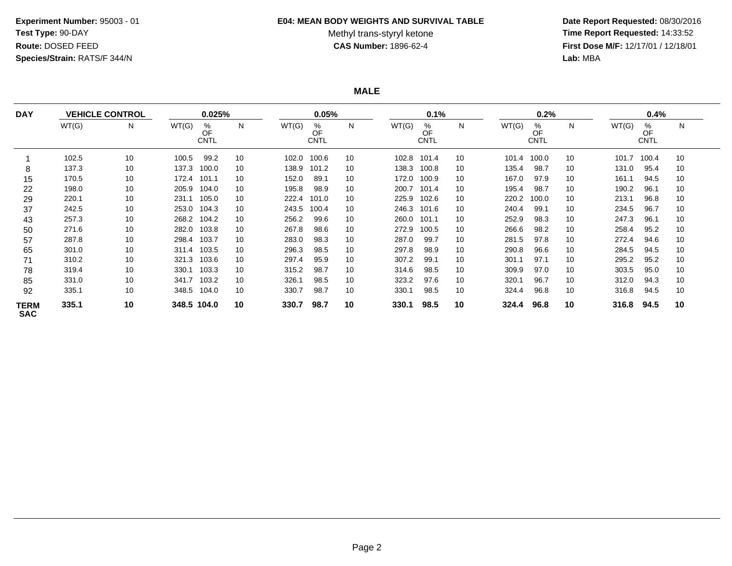**Experiment Number:** 95003 - 01
**Test Type:** 90-DAY
**Route:** DOSED FEED
**Species/Strain:** RATS/F 344/N

# E04: MEAN BODY WEIGHTS AND SURVIVAL TABLE

Methyl trans-styryl ketone
**CAS Number:** 1896-62-4

**Date Report Requested:** 08/30/2016
**Time Report Requested:** 14:33:52
**First Dose M/F:** 12/17/01 / 12/18/01
**Lab:** MBA

## MALE

| DAY | VEHICLE CONTROL | | 0.025% | | | 0.05% | | | 0.1% | | | 0.2% | | | 0.4% | | |
|---|---|---|---|---|---|---|---|---|---|---|---|---|---|---|---|---|---|
| | WT(G) | N | WT(G) | % OF CNTL | N | WT(G) | % OF CNTL | N | WT(G) | % OF CNTL | N | WT(G) | % OF CNTL | N | WT(G) | % OF CNTL | N |
| 1 | 102.5 | 10 | 100.5 | 99.2 | 10 | 102.0 | 100.6 | 10 | 102.8 | 101.4 | 10 | 101.4 | 100.0 | 10 | 101.7 | 100.4 | 10 |
| 8 | 137.3 | 10 | 137.3 | 100.0 | 10 | 138.9 | 101.2 | 10 | 138.3 | 100.8 | 10 | 135.4 | 98.7 | 10 | 131.0 | 95.4 | 10 |
| 15 | 170.5 | 10 | 172.4 | 101.1 | 10 | 152.0 | 89.1 | 10 | 172.0 | 100.9 | 10 | 167.0 | 97.9 | 10 | 161.1 | 94.5 | 10 |
| 22 | 198.0 | 10 | 205.9 | 104.0 | 10 | 195.8 | 98.9 | 10 | 200.7 | 101.4 | 10 | 195.4 | 98.7 | 10 | 190.2 | 96.1 | 10 |
| 29 | 220.1 | 10 | 231.1 | 105.0 | 10 | 222.4 | 101.0 | 10 | 225.9 | 102.6 | 10 | 220.2 | 100.0 | 10 | 213.1 | 96.8 | 10 |
| 37 | 242.5 | 10 | 253.0 | 104.3 | 10 | 243.5 | 100.4 | 10 | 246.3 | 101.6 | 10 | 240.4 | 99.1 | 10 | 234.5 | 96.7 | 10 |
| 43 | 257.3 | 10 | 268.2 | 104.2 | 10 | 256.2 | 99.6 | 10 | 260.0 | 101.1 | 10 | 252.9 | 98.3 | 10 | 247.3 | 96.1 | 10 |
| 50 | 271.6 | 10 | 282.0 | 103.8 | 10 | 267.8 | 98.6 | 10 | 272.9 | 100.5 | 10 | 266.6 | 98.2 | 10 | 258.4 | 95.2 | 10 |
| 57 | 287.8 | 10 | 298.4 | 103.7 | 10 | 283.0 | 98.3 | 10 | 287.0 | 99.7 | 10 | 281.5 | 97.8 | 10 | 272.4 | 94.6 | 10 |
| 65 | 301.0 | 10 | 311.4 | 103.5 | 10 | 296.3 | 98.5 | 10 | 297.8 | 98.9 | 10 | 290.8 | 96.6 | 10 | 284.5 | 94.5 | 10 |
| 71 | 310.2 | 10 | 321.3 | 103.6 | 10 | 297.4 | 95.9 | 10 | 307.2 | 99.1 | 10 | 301.1 | 97.1 | 10 | 295.2 | 95.2 | 10 |
| 78 | 319.4 | 10 | 330.1 | 103.3 | 10 | 315.2 | 98.7 | 10 | 314.6 | 98.5 | 10 | 309.9 | 97.0 | 10 | 303.5 | 95.0 | 10 |
| 85 | 331.0 | 10 | 341.7 | 103.2 | 10 | 326.1 | 98.5 | 10 | 323.2 | 97.6 | 10 | 320.1 | 96.7 | 10 | 312.0 | 94.3 | 10 |
| 92 | 335.1 | 10 | 348.5 | 104.0 | 10 | 330.7 | 98.7 | 10 | 330.1 | 98.5 | 10 | 324.4 | 96.8 | 10 | 316.8 | 94.5 | 10 |
| **TERM SAC** | **335.1** | **10** | **348.5** | **104.0** | **10** | **330.7** | **98.7** | **10** | **330.1** | **98.5** | **10** | **324.4** | **96.8** | **10** | **316.8** | **94.5** | **10** |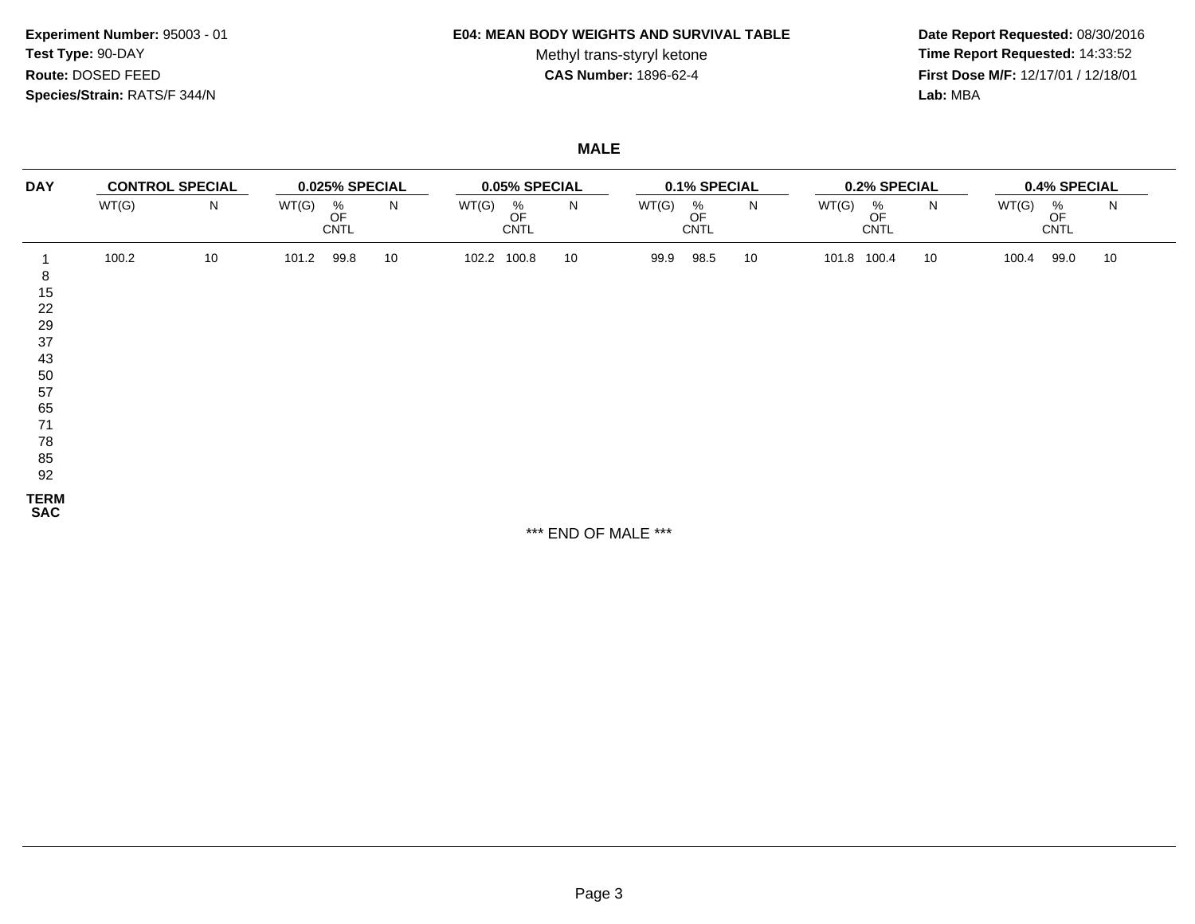**Experiment Number:** 95003 - 01
**Test Type:** 90-DAY
**Route:** DOSED FEED
**Species/Strain:** RATS/F 344/N

**E04: MEAN BODY WEIGHTS AND SURVIVAL TABLE**
Methyl trans-styryl ketone
**CAS Number:** 1896-62-4

**Date Report Requested:** 08/30/2016
**Time Report Requested:** 14:33:52
**First Dose M/F:** 12/17/01 / 12/18/01
**Lab:** MBA

## MALE

| DAY | CONTROL SPECIAL | | 0.025% SPECIAL | | | 0.05% SPECIAL | | | 0.1% SPECIAL | | | 0.2% SPECIAL | | | 0.4% SPECIAL | | |
|---|---|---|---|---|---|---|---|---|---|---|---|---|---|---|---|---|---|
| | WT(G) | N | WT(G) | % OF CNTL | N | WT(G) | % OF CNTL | N | WT(G) | % OF CNTL | N | WT(G) | % OF CNTL | N | WT(G) | % OF CNTL | N |
| 1 | 100.2 | 10 | 101.2 | 99.8 | 10 | 102.2 | 100.8 | 10 | 99.9 | 98.5 | 10 | 101.8 | 100.4 | 10 | 100.4 | 99.0 | 10 |
| 8 | | | | | | | | | | | | | | | | | |
| 15 | | | | | | | | | | | | | | | | | |
| 22 | | | | | | | | | | | | | | | | | |
| 29 | | | | | | | | | | | | | | | | | |
| 37 | | | | | | | | | | | | | | | | | |
| 43 | | | | | | | | | | | | | | | | | |
| 50 | | | | | | | | | | | | | | | | | |
| 57 | | | | | | | | | | | | | | | | | |
| 65 | | | | | | | | | | | | | | | | | |
| 71 | | | | | | | | | | | | | | | | | |
| 78 | | | | | | | | | | | | | | | | | |
| 85 | | | | | | | | | | | | | | | | | |
| 92 | | | | | | | | | | | | | | | | | |
| TERM SAC | | | | | | | | | | | | | | | | | |

*** END OF MALE ***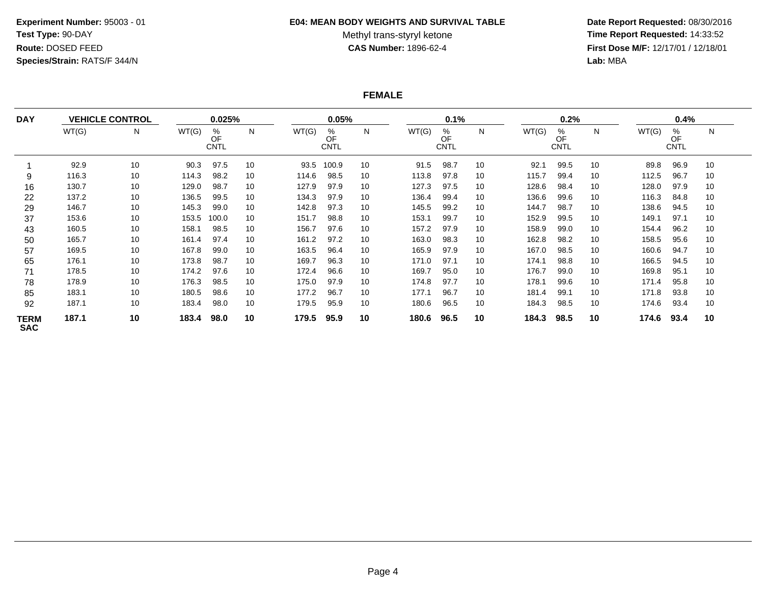**Experiment Number:** 95003 - 01
**Test Type:** 90-DAY
**Route:** DOSED FEED
**Species/Strain:** RATS/F 344/N

**E04: MEAN BODY WEIGHTS AND SURVIVAL TABLE**
Methyl trans-styryl ketone
**CAS Number:** 1896-62-4

**Date Report Requested:** 08/30/2016
**Time Report Requested:** 14:33:52
**First Dose M/F:** 12/17/01 / 12/18/01
**Lab:** MBA

## FEMALE

| DAY | VEHICLE CONTROL | | 0.025% | | | 0.05% | | | 0.1% | | | 0.2% | | | 0.4% | | |
|---|---|---|---|---|---|---|---|---|---|---|---|---|---|---|---|---|---|
| | WT(G) | N | WT(G) | % OF CNTL | N | WT(G) | % OF CNTL | N | WT(G) | % OF CNTL | N | WT(G) | % OF CNTL | N | WT(G) | % OF CNTL | N |
| 1 | 92.9 | 10 | 90.3 | 97.5 | 10 | 93.5 | 100.9 | 10 | 91.5 | 98.7 | 10 | 92.1 | 99.5 | 10 | 89.8 | 96.9 | 10 |
| 9 | 116.3 | 10 | 114.3 | 98.2 | 10 | 114.6 | 98.5 | 10 | 113.8 | 97.8 | 10 | 115.7 | 99.4 | 10 | 112.5 | 96.7 | 10 |
| 16 | 130.7 | 10 | 129.0 | 98.7 | 10 | 127.9 | 97.9 | 10 | 127.3 | 97.5 | 10 | 128.6 | 98.4 | 10 | 128.0 | 97.9 | 10 |
| 22 | 137.2 | 10 | 136.5 | 99.5 | 10 | 134.3 | 97.9 | 10 | 136.4 | 99.4 | 10 | 136.6 | 99.6 | 10 | 116.3 | 84.8 | 10 |
| 29 | 146.7 | 10 | 145.3 | 99.0 | 10 | 142.8 | 97.3 | 10 | 145.5 | 99.2 | 10 | 144.7 | 98.7 | 10 | 138.6 | 94.5 | 10 |
| 37 | 153.6 | 10 | 153.5 | 100.0 | 10 | 151.7 | 98.8 | 10 | 153.1 | 99.7 | 10 | 152.9 | 99.5 | 10 | 149.1 | 97.1 | 10 |
| 43 | 160.5 | 10 | 158.1 | 98.5 | 10 | 156.7 | 97.6 | 10 | 157.2 | 97.9 | 10 | 158.9 | 99.0 | 10 | 154.4 | 96.2 | 10 |
| 50 | 165.7 | 10 | 161.4 | 97.4 | 10 | 161.2 | 97.2 | 10 | 163.0 | 98.3 | 10 | 162.8 | 98.2 | 10 | 158.5 | 95.6 | 10 |
| 57 | 169.5 | 10 | 167.8 | 99.0 | 10 | 163.5 | 96.4 | 10 | 165.9 | 97.9 | 10 | 167.0 | 98.5 | 10 | 160.6 | 94.7 | 10 |
| 65 | 176.1 | 10 | 173.8 | 98.7 | 10 | 169.7 | 96.3 | 10 | 171.0 | 97.1 | 10 | 174.1 | 98.8 | 10 | 166.5 | 94.5 | 10 |
| 71 | 178.5 | 10 | 174.2 | 97.6 | 10 | 172.4 | 96.6 | 10 | 169.7 | 95.0 | 10 | 176.7 | 99.0 | 10 | 169.8 | 95.1 | 10 |
| 78 | 178.9 | 10 | 176.3 | 98.5 | 10 | 175.0 | 97.9 | 10 | 174.8 | 97.7 | 10 | 178.1 | 99.6 | 10 | 171.4 | 95.8 | 10 |
| 85 | 183.1 | 10 | 180.5 | 98.6 | 10 | 177.2 | 96.7 | 10 | 177.1 | 96.7 | 10 | 181.4 | 99.1 | 10 | 171.8 | 93.8 | 10 |
| 92 | 187.1 | 10 | 183.4 | 98.0 | 10 | 179.5 | 95.9 | 10 | 180.6 | 96.5 | 10 | 184.3 | 98.5 | 10 | 174.6 | 93.4 | 10 |
| **TERM SAC** | **187.1** | **10** | **183.4** | **98.0** | **10** | **179.5** | **95.9** | **10** | **180.6** | **96.5** | **10** | **184.3** | **98.5** | **10** | **174.6** | **93.4** | **10** |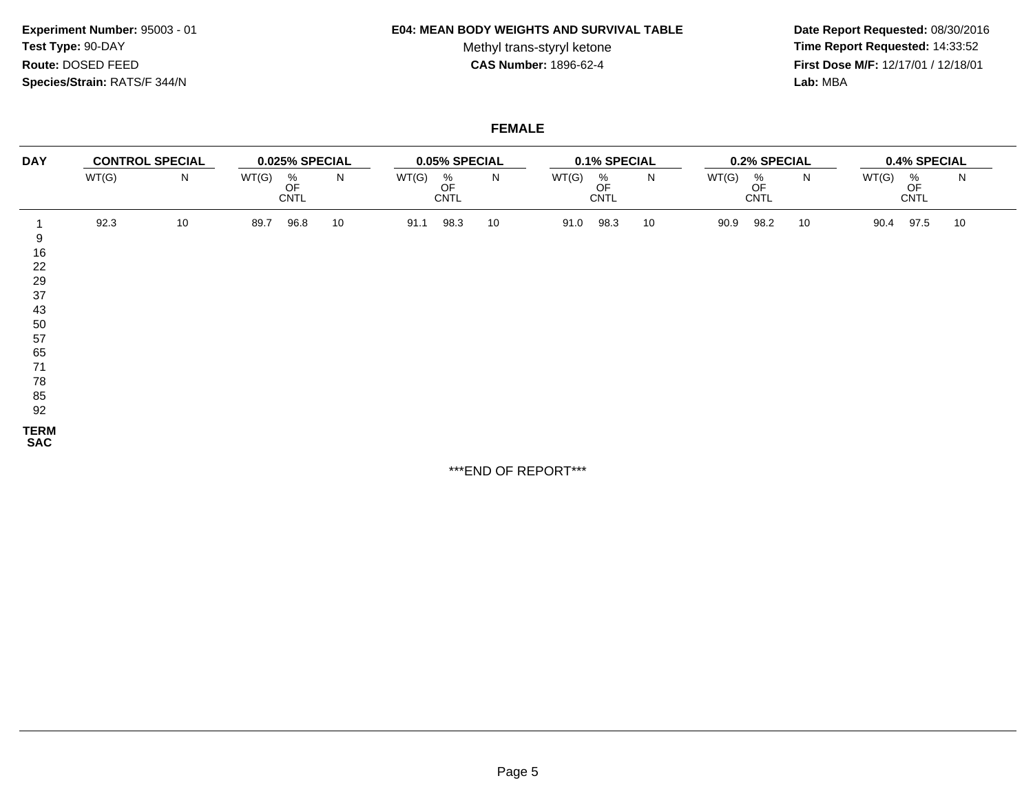**Experiment Number:** 95003 - 01
**Test Type:** 90-DAY
**Route:** DOSED FEED
**Species/Strain:** RATS/F 344/N

**E04: MEAN BODY WEIGHTS AND SURVIVAL TABLE**
Methyl trans-styryl ketone
**CAS Number:** 1896-62-4

**Date Report Requested:** 08/30/2016
**Time Report Requested:** 14:33:52
**First Dose M/F:** 12/17/01 / 12/18/01
**Lab:** MBA

## FEMALE

| DAY | CONTROL SPECIAL | | 0.025% SPECIAL | | | 0.05% SPECIAL | | | 0.1% SPECIAL | | | 0.2% SPECIAL | | | 0.4% SPECIAL | | |
|---|---|---|---|---|---|---|---|---|---|---|---|---|---|---|---|---|---|
| | WT(G) | N | WT(G) | % OF CNTL | N | WT(G) | % OF CNTL | N | WT(G) | % OF CNTL | N | WT(G) | % OF CNTL | N | WT(G) | % OF CNTL | N |
| 1 | 92.3 | 10 | 89.7 | 96.8 | 10 | 91.1 | 98.3 | 10 | 91.0 | 98.3 | 10 | 90.9 | 98.2 | 10 | 90.4 | 97.5 | 10 |
| 9 | | | | | | | | | | | | | | | | | |
| 16 | | | | | | | | | | | | | | | | | |
| 22 | | | | | | | | | | | | | | | | | |
| 29 | | | | | | | | | | | | | | | | | |
| 37 | | | | | | | | | | | | | | | | | |
| 43 | | | | | | | | | | | | | | | | | |
| 50 | | | | | | | | | | | | | | | | | |
| 57 | | | | | | | | | | | | | | | | | |
| 65 | | | | | | | | | | | | | | | | | |
| 71 | | | | | | | | | | | | | | | | | |
| 78 | | | | | | | | | | | | | | | | | |
| 85 | | | | | | | | | | | | | | | | | |
| 92 | | | | | | | | | | | | | | | | | |
| **TERM SAC** | | | | | | | | | | | | | | | | | |

***END OF REPORT***